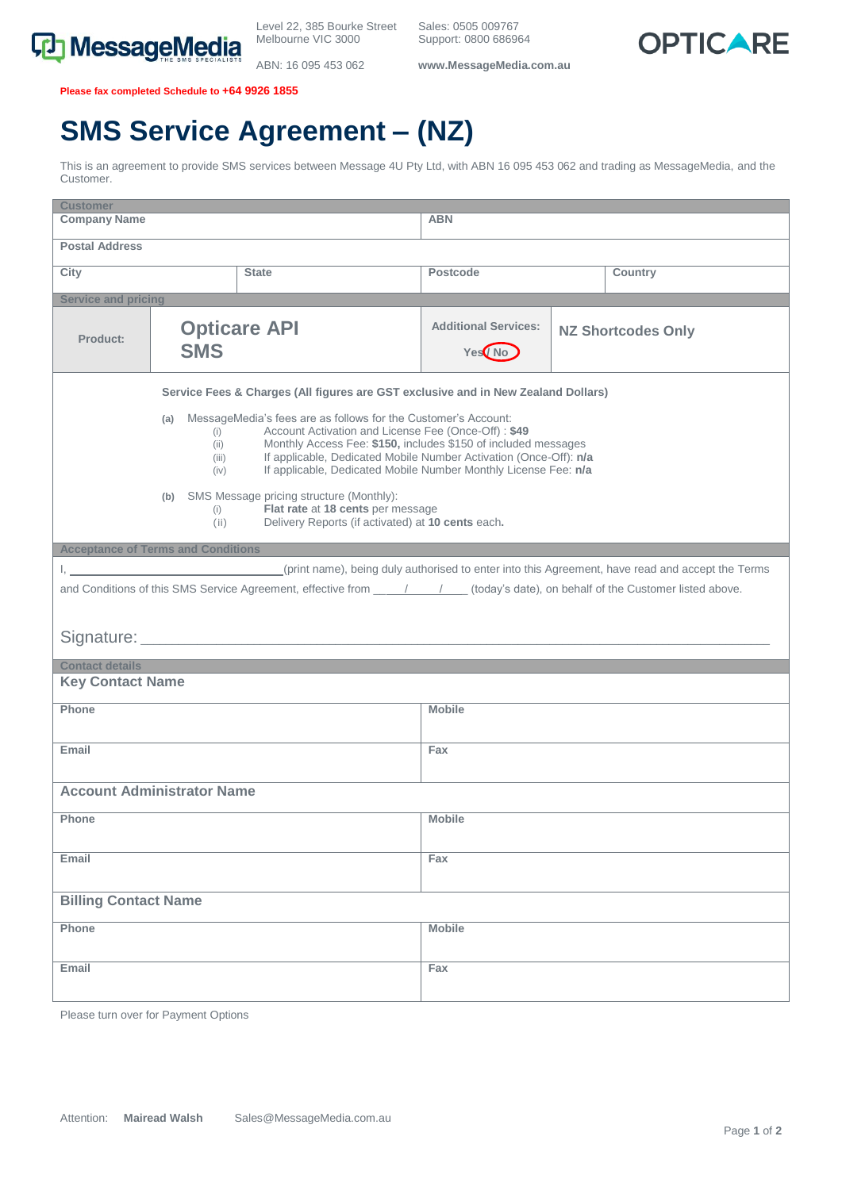MessageMedia

Level 22, 385 Bourke Street
Melbourne VIC 3000

ABN: 16 095 453 062

Sales: 0505 009767
Support: 0800 686964

**www.MessageMedia.com.au**

OPTICARE

**Please fax completed Schedule to +64 9926 1855**

# SMS Service Agreement – (NZ)

This is an agreement to provide SMS services between Message 4U Pty Ltd, with ABN 16 095 453 062 and trading as MessageMedia, and the Customer.

| **Customer** | | | |
|---|---|---|---|
| **Company Name** | | **ABN** | |
| **Postal Address** | | | |
| **City** | **State** | **Postcode** | **Country** |

| **Service and pricing** | | | |
|---|---|---|---|
| **Product:** | **Opticare API SMS** | **Additional Services:** Yes / No (No circled) | **NZ Shortcodes Only** |

**Service Fees & Charges (All figures are GST exclusive and in New Zealand Dollars)**

**(a)** MessageMedia's fees are as follows for the Customer's Account:
- (i) Account Activation and License Fee (Once-Off) : **$49**
- (ii) Monthly Access Fee: **$150,** includes $150 of included messages
- (iii) If applicable, Dedicated Mobile Number Activation (Once-Off): **n/a**
- (iv) If applicable, Dedicated Mobile Number Monthly License Fee: **n/a**

**(b)** SMS Message pricing structure (Monthly):
- (i) **Flat rate** at **18 cents** per message
- (ii) Delivery Reports (if activated) at **10 cents** each.

**Acceptance of Terms and Conditions**

I, ________________________________(print name), being duly authorised to enter into this Agreement, have read and accept the Terms and Conditions of this SMS Service Agreement, effective from ____/____/____ (today's date), on behalf of the Customer listed above.

Signature: ____________________________________________________________

| **Contact details** | |
|---|---|
| **Key Contact Name** | |
| **Phone** | **Mobile** |
| **Email** | **Fax** |
| **Account Administrator Name** | |
| **Phone** | **Mobile** |
| **Email** | **Fax** |
| **Billing Contact Name** | |
| **Phone** | **Mobile** |
| **Email** | **Fax** |

Please turn over for Payment Options

Attention: **Mairead Walsh** Sales@MessageMedia.com.au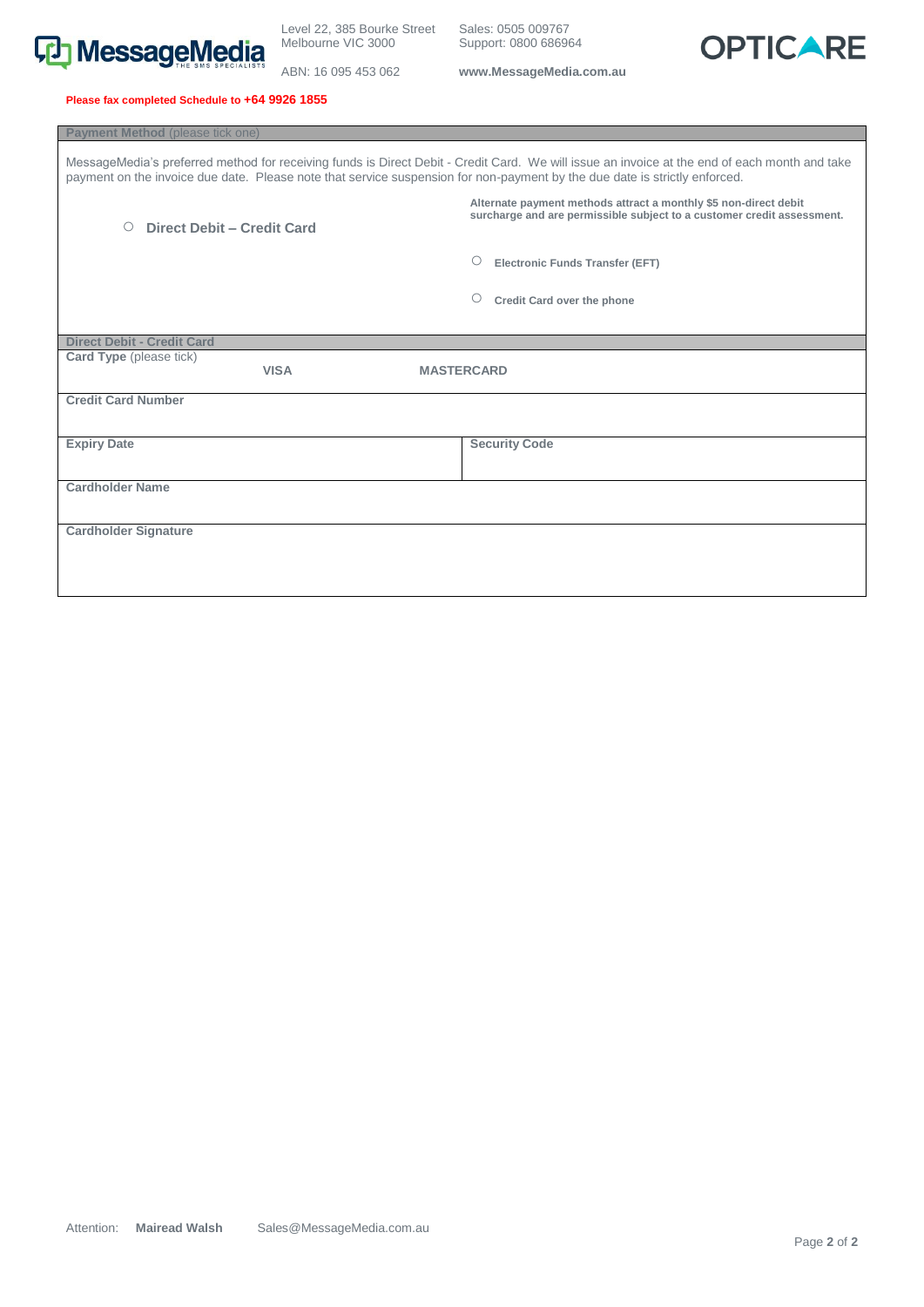**MessageMedia** THE SMS SPECIALISTS

Level 22, 385 Bourke Street
Melbourne VIC 3000

ABN: 16 095 453 062

Sales: 0505 009767
Support: 0800 686964

**www.MessageMedia.com.au**

**OPTICARE**

**Please fax completed Schedule to +64 9926 1855**

**Payment Method** (please tick one)

MessageMedia's preferred method for receiving funds is Direct Debit - Credit Card. We will issue an invoice at the end of each month and take payment on the invoice due date. Please note that service suspension for non-payment by the due date is strictly enforced.

○ **Direct Debit – Credit Card**

**Alternate payment methods attract a monthly $5 non-direct debit surcharge and are permissible subject to a customer credit assessment.**

○ **Electronic Funds Transfer (EFT)**

○ **Credit Card over the phone**

**Direct Debit - Credit Card**

| | |
|---|---|
| **Card Type** (please tick) **VISA** **MASTERCARD** | |
| **Credit Card Number** | |
| **Expiry Date** | **Security Code** |
| **Cardholder Name** | |
| **Cardholder Signature** | |

Attention: **Mairead Walsh** Sales@MessageMedia.com.au